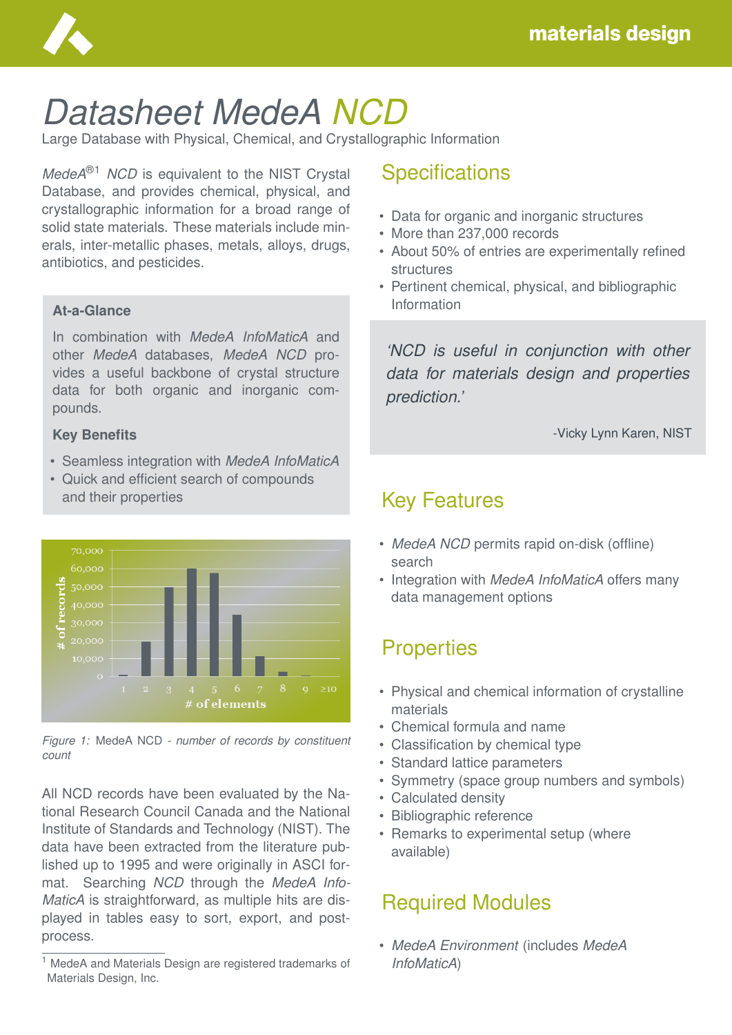# Datasheet MedeA NCD

Large Database with Physical, Chemical, and Crystallographic Information

*MedeA*®[1] *NCD* is equivalent to the NIST Crystal Database, and provides chemical, physical, and crystallographic information for a broad range of solid state materials. These materials include minerals, inter-metallic phases, metals, alloys, drugs, antibiotics, and pesticides.

**At-a-Glance**

In combination with *MedeA InfoMaticA* and other *MedeA* databases, *MedeA NCD* provides a useful backbone of crystal structure data for both organic and inorganic compounds.

**Key Benefits**

- Seamless integration with *MedeA InfoMaticA*
- Quick and efficient search of compounds and their properties

*Figure 1:* MedeA NCD - *number of records by constituent count*

All NCD records have been evaluated by the National Research Council Canada and the National Institute of Standards and Technology (NIST). The data have been extracted from the literature published up to 1995 and were originally in ASCI format. Searching *NCD* through the *MedeA InfoMaticA* is straightforward, as multiple hits are displayed in tables easy to sort, export, and post-process.

[1] MedeA and Materials Design are registered trademarks of Materials Design, Inc.

## Specifications

- Data for organic and inorganic structures
- More than 237,000 records
- About 50% of entries are experimentally refined structures
- Pertinent chemical, physical, and bibliographic Information

> *'NCD is useful in conjunction with other data for materials design and properties prediction.'*
>
> -Vicky Lynn Karen, NIST

## Key Features

- *MedeA NCD* permits rapid on-disk (offline) search
- Integration with *MedeA InfoMaticA* offers many data management options

## Properties

- Physical and chemical information of crystalline materials
- Chemical formula and name
- Classification by chemical type
- Standard lattice parameters
- Symmetry (space group numbers and symbols)
- Calculated density
- Bibliographic reference
- Remarks to experimental setup (where available)

## Required Modules

- *MedeA Environment* (includes *MedeA InfoMaticA*)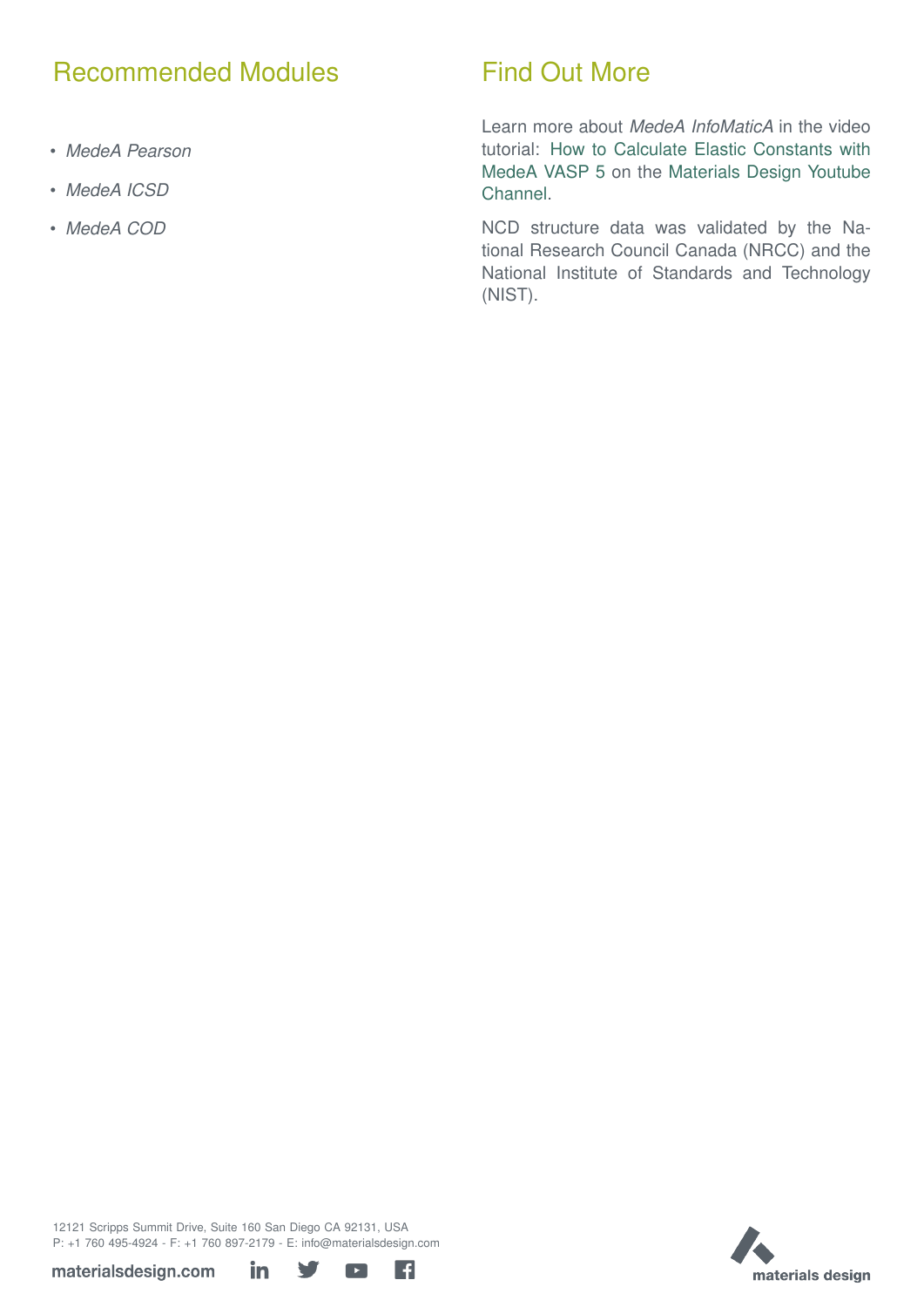## Recommended Modules

- *MedeA Pearson*
- *MedeA ICSD*
- *MedeA COD*

## Find Out More

Learn more about *MedeA InfoMaticA* in the video tutorial: How to Calculate Elastic Constants with MedeA VASP 5 on the Materials Design Youtube Channel.

NCD structure data was validated by the National Research Council Canada (NRCC) and the National Institute of Standards and Technology (NIST).

12121 Scripps Summit Drive, Suite 160 San Diego CA 92131, USA
P: +1 760 495-4924 - F: +1 760 897-2179 - E: info@materialsdesign.com

materialsdesign.com

materials design